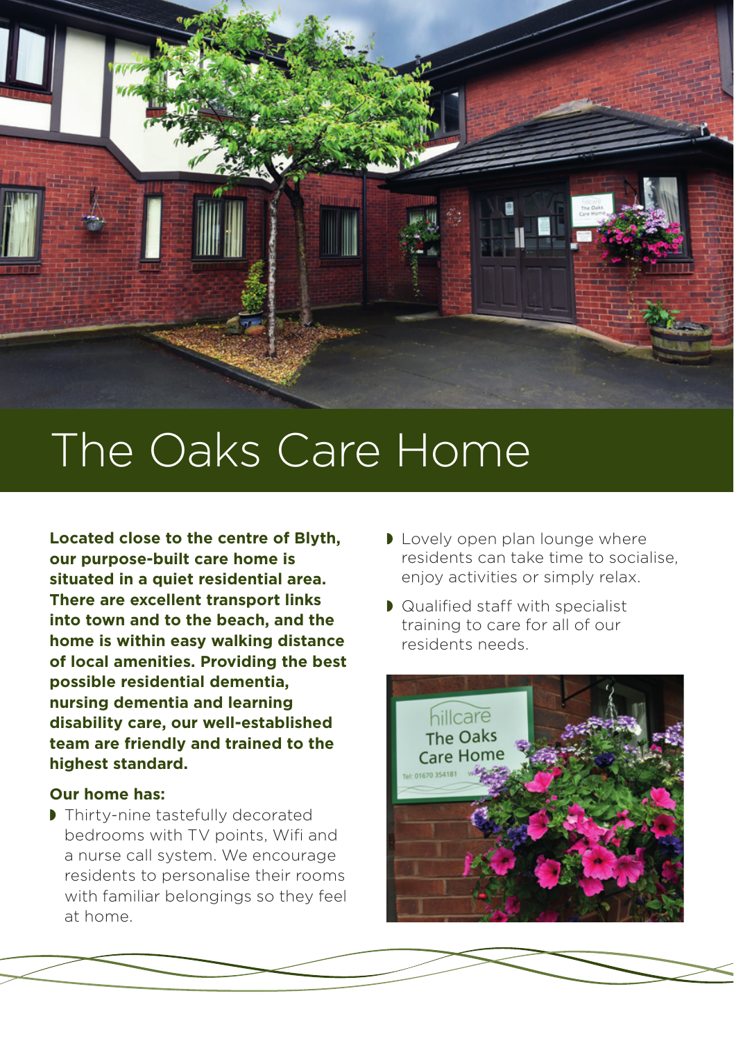# The Oaks Care Home

**Located close to the centre of Blyth, our purpose-built care home is situated in a quiet residential area. There are excellent transport links into town and to the beach, and the home is within easy walking distance of local amenities. Providing the best possible residential dementia, nursing dementia and learning disability care, our well-established team are friendly and trained to the highest standard.**

**Our home has:**

- Thirty-nine tastefully decorated bedrooms with TV points, Wifi and a nurse call system. We encourage residents to personalise their rooms with familiar belongings so they feel at home.
- Lovely open plan lounge where residents can take time to socialise, enjoy activities or simply relax.
- Qualified staff with specialist training to care for all of our residents needs.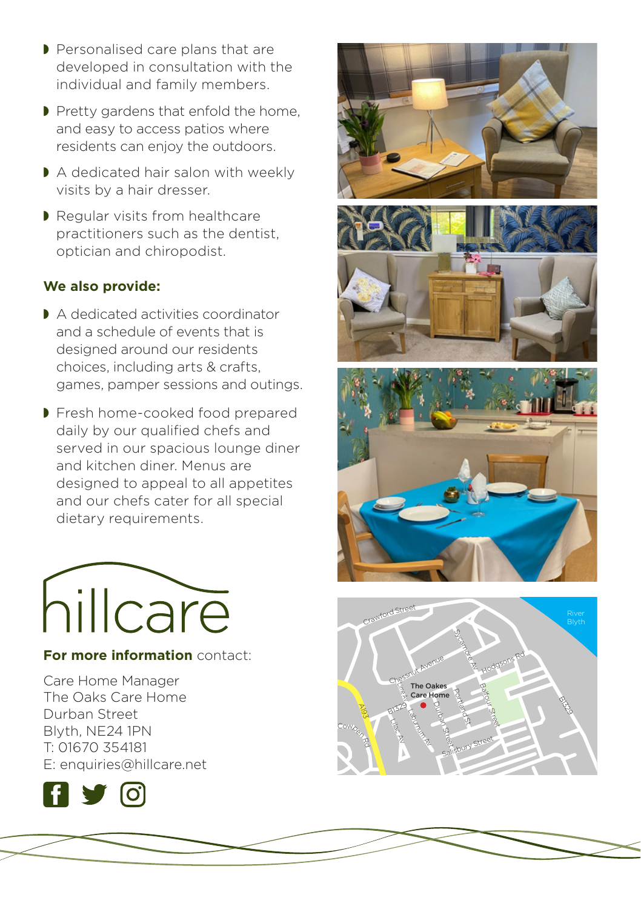- Personalised care plans that are developed in consultation with the individual and family members.
- Pretty gardens that enfold the home, and easy to access patios where residents can enjoy the outdoors.
- A dedicated hair salon with weekly visits by a hair dresser.
- Regular visits from healthcare practitioners such as the dentist, optician and chiropodist.

**We also provide:**

- A dedicated activities coordinator and a schedule of events that is designed around our residents choices, including arts & crafts, games, pamper sessions and outings.
- Fresh home-cooked food prepared daily by our qualified chefs and served in our spacious lounge diner and kitchen diner. Menus are designed to appeal to all appetites and our chefs cater for all special dietary requirements.

hillcare

**For more information** contact:

Care Home Manager
The Oaks Care Home
Durban Street
Blyth, NE24 1PN
T: 01670 354181
E: enquiries@hillcare.net